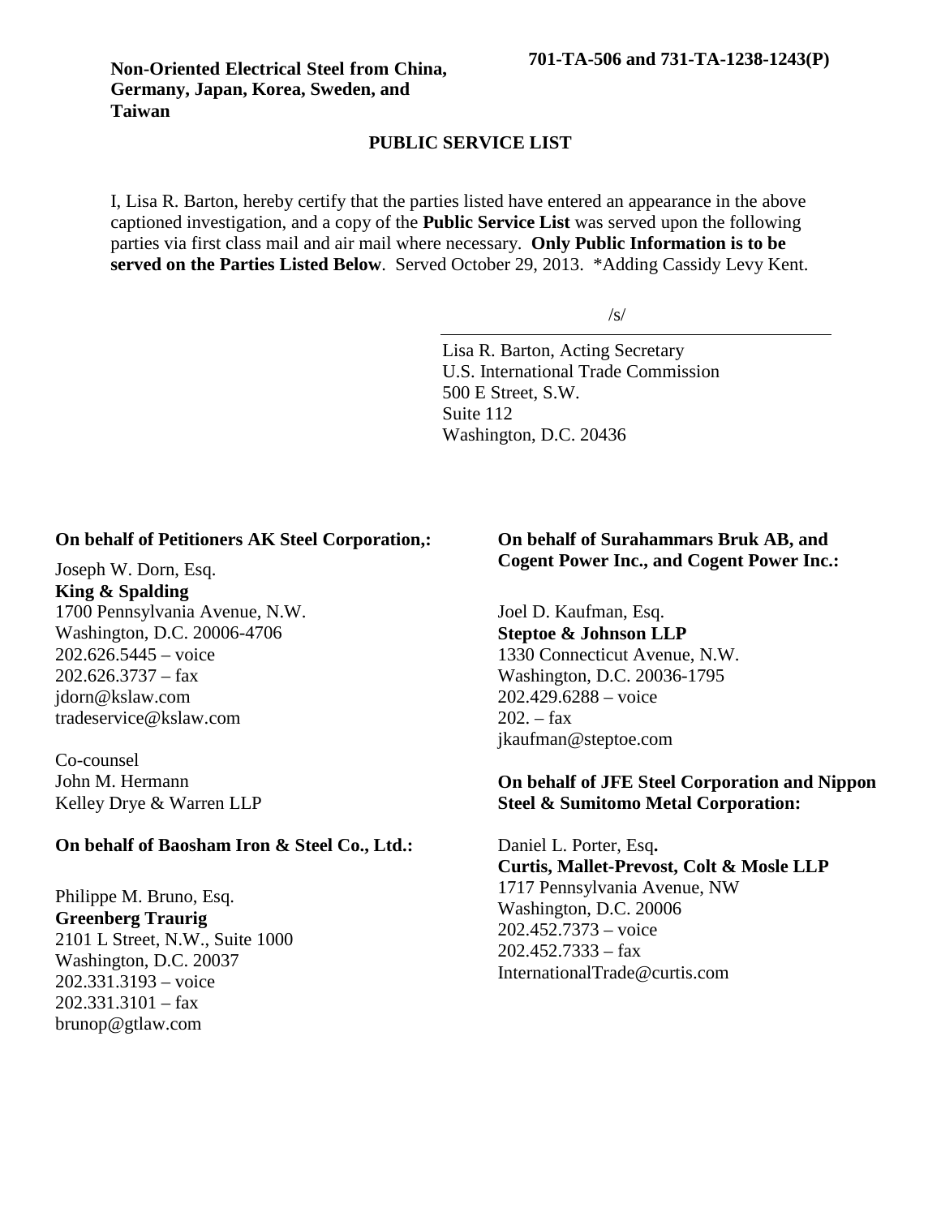**Non-Oriented Electrical Steel from China, Germany, Japan, Korea, Sweden, and Taiwan**

**701-TA-506 and 731-TA-1238-1243(P)**

## PUBLIC SERVICE LIST

I, Lisa R. Barton, hereby certify that the parties listed have entered an appearance in the above captioned investigation, and a copy of the **Public Service List** was served upon the following parties via first class mail and air mail where necessary. **Only Public Information is to be served on the Parties Listed Below**. Served October 29, 2013. *Adding Cassidy Levy Kent.

/s/

Lisa R. Barton, Acting Secretary
U.S. International Trade Commission
500 E Street, S.W.
Suite 112
Washington, D.C. 20436

**On behalf of Petitioners AK Steel Corporation,:**

Joseph W. Dorn, Esq.
**King & Spalding**
1700 Pennsylvania Avenue, N.W.
Washington, D.C. 20006-4706
202.626.5445 – voice
202.626.3737 – fax
jdorn@kslaw.com
tradeservice@kslaw.com

Co-counsel
John M. Hermann
Kelley Drye & Warren LLP

**On behalf of Baosham Iron & Steel Co., Ltd.:**

Philippe M. Bruno, Esq.
**Greenberg Traurig**
2101 L Street, N.W., Suite 1000
Washington, D.C. 20037
202.331.3193 – voice
202.331.3101 – fax
brunop@gtlaw.com

**On behalf of Surahammars Bruk AB, and Cogent Power Inc., and Cogent Power Inc.:**

Joel D. Kaufman, Esq.
**Steptoe & Johnson LLP**
1330 Connecticut Avenue, N.W.
Washington, D.C. 20036-1795
202.429.6288 – voice
202. – fax
jkaufman@steptoe.com

**On behalf of JFE Steel Corporation and Nippon Steel & Sumitomo Metal Corporation:**

Daniel L. Porter, Esq**.**
**Curtis, Mallet-Prevost, Colt & Mosle LLP**
1717 Pennsylvania Avenue, NW
Washington, D.C. 20006
202.452.7373 – voice
202.452.7333 – fax
InternationalTrade@curtis.com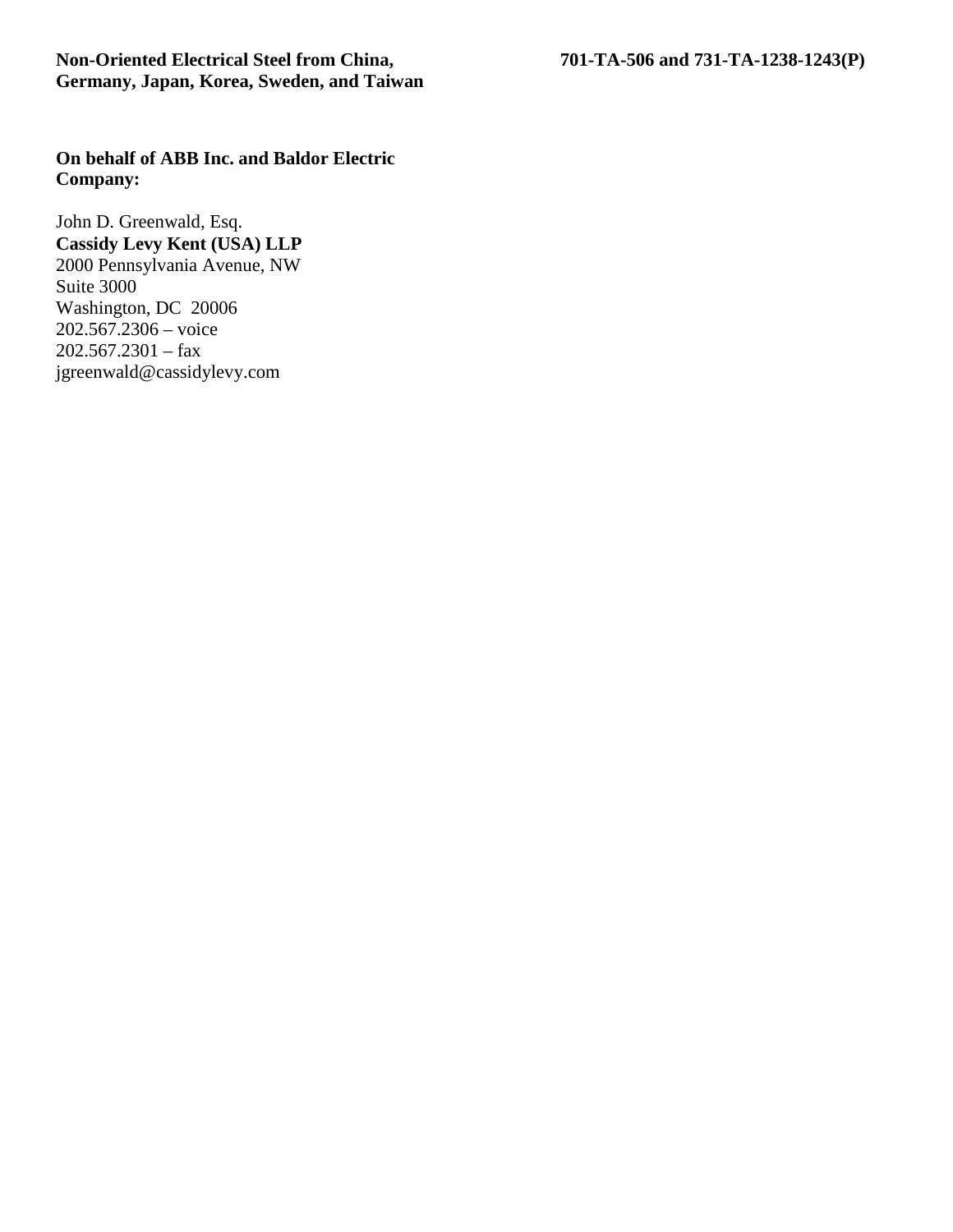**Non-Oriented Electrical Steel from China, Germany, Japan, Korea, Sweden, and Taiwan**

**701-TA-506 and 731-TA-1238-1243(P)**

**On behalf of ABB Inc. and Baldor Electric Company:**

John D. Greenwald, Esq.
**Cassidy Levy Kent (USA) LLP**
2000 Pennsylvania Avenue, NW
Suite 3000
Washington, DC 20006
202.567.2306 – voice
202.567.2301 – fax
jgreenwald@cassidylevy.com